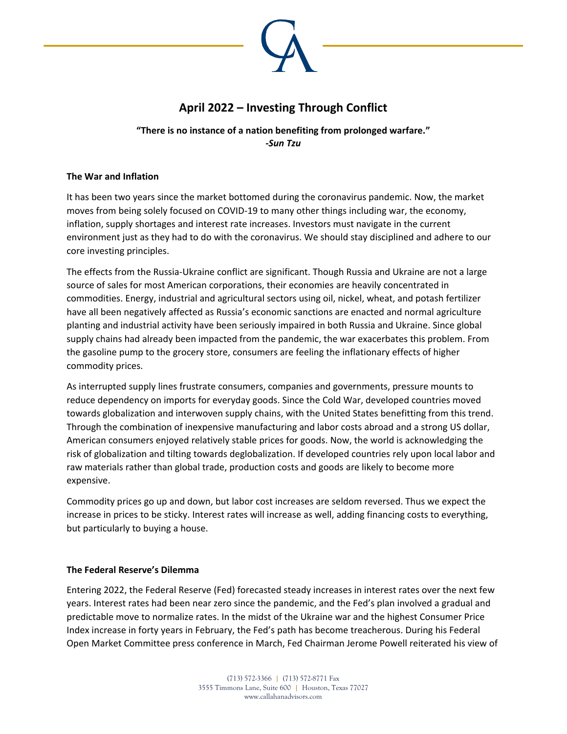# April 2022 – Investing Through Conflict

**"There is no instance of a nation benefiting from prolonged warfare."**
***-Sun Tzu***

**The War and Inflation**

It has been two years since the market bottomed during the coronavirus pandemic. Now, the market moves from being solely focused on COVID-19 to many other things including war, the economy, inflation, supply shortages and interest rate increases. Investors must navigate in the current environment just as they had to do with the coronavirus. We should stay disciplined and adhere to our core investing principles.

The effects from the Russia-Ukraine conflict are significant. Though Russia and Ukraine are not a large source of sales for most American corporations, their economies are heavily concentrated in commodities. Energy, industrial and agricultural sectors using oil, nickel, wheat, and potash fertilizer have all been negatively affected as Russia's economic sanctions are enacted and normal agriculture planting and industrial activity have been seriously impaired in both Russia and Ukraine. Since global supply chains had already been impacted from the pandemic, the war exacerbates this problem. From the gasoline pump to the grocery store, consumers are feeling the inflationary effects of higher commodity prices.

As interrupted supply lines frustrate consumers, companies and governments, pressure mounts to reduce dependency on imports for everyday goods. Since the Cold War, developed countries moved towards globalization and interwoven supply chains, with the United States benefitting from this trend. Through the combination of inexpensive manufacturing and labor costs abroad and a strong US dollar, American consumers enjoyed relatively stable prices for goods. Now, the world is acknowledging the risk of globalization and tilting towards deglobalization. If developed countries rely upon local labor and raw materials rather than global trade, production costs and goods are likely to become more expensive.

Commodity prices go up and down, but labor cost increases are seldom reversed. Thus we expect the increase in prices to be sticky. Interest rates will increase as well, adding financing costs to everything, but particularly to buying a house.

**The Federal Reserve's Dilemma**

Entering 2022, the Federal Reserve (Fed) forecasted steady increases in interest rates over the next few years. Interest rates had been near zero since the pandemic, and the Fed's plan involved a gradual and predictable move to normalize rates. In the midst of the Ukraine war and the highest Consumer Price Index increase in forty years in February, the Fed's path has become treacherous. During his Federal Open Market Committee press conference in March, Fed Chairman Jerome Powell reiterated his view of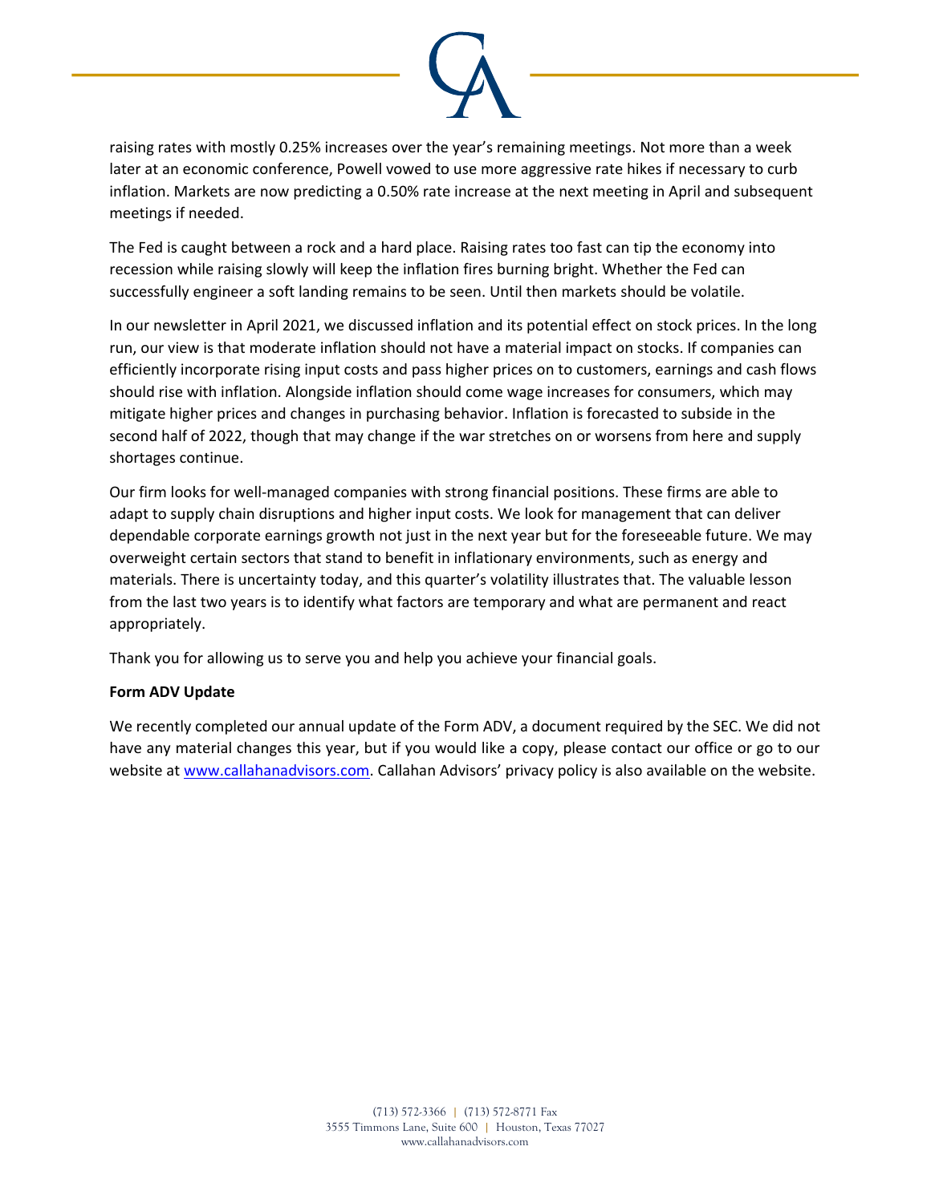raising rates with mostly 0.25% increases over the year's remaining meetings. Not more than a week later at an economic conference, Powell vowed to use more aggressive rate hikes if necessary to curb inflation. Markets are now predicting a 0.50% rate increase at the next meeting in April and subsequent meetings if needed.

The Fed is caught between a rock and a hard place. Raising rates too fast can tip the economy into recession while raising slowly will keep the inflation fires burning bright. Whether the Fed can successfully engineer a soft landing remains to be seen. Until then markets should be volatile.

In our newsletter in April 2021, we discussed inflation and its potential effect on stock prices. In the long run, our view is that moderate inflation should not have a material impact on stocks. If companies can efficiently incorporate rising input costs and pass higher prices on to customers, earnings and cash flows should rise with inflation. Alongside inflation should come wage increases for consumers, which may mitigate higher prices and changes in purchasing behavior. Inflation is forecasted to subside in the second half of 2022, though that may change if the war stretches on or worsens from here and supply shortages continue.

Our firm looks for well-managed companies with strong financial positions. These firms are able to adapt to supply chain disruptions and higher input costs. We look for management that can deliver dependable corporate earnings growth not just in the next year but for the foreseeable future. We may overweight certain sectors that stand to benefit in inflationary environments, such as energy and materials. There is uncertainty today, and this quarter's volatility illustrates that. The valuable lesson from the last two years is to identify what factors are temporary and what are permanent and react appropriately.

Thank you for allowing us to serve you and help you achieve your financial goals.

**Form ADV Update**

We recently completed our annual update of the Form ADV, a document required by the SEC. We did not have any material changes this year, but if you would like a copy, please contact our office or go to our website at [www.callahanadvisors.com](http://www.callahanadvisors.com). Callahan Advisors' privacy policy is also available on the website.